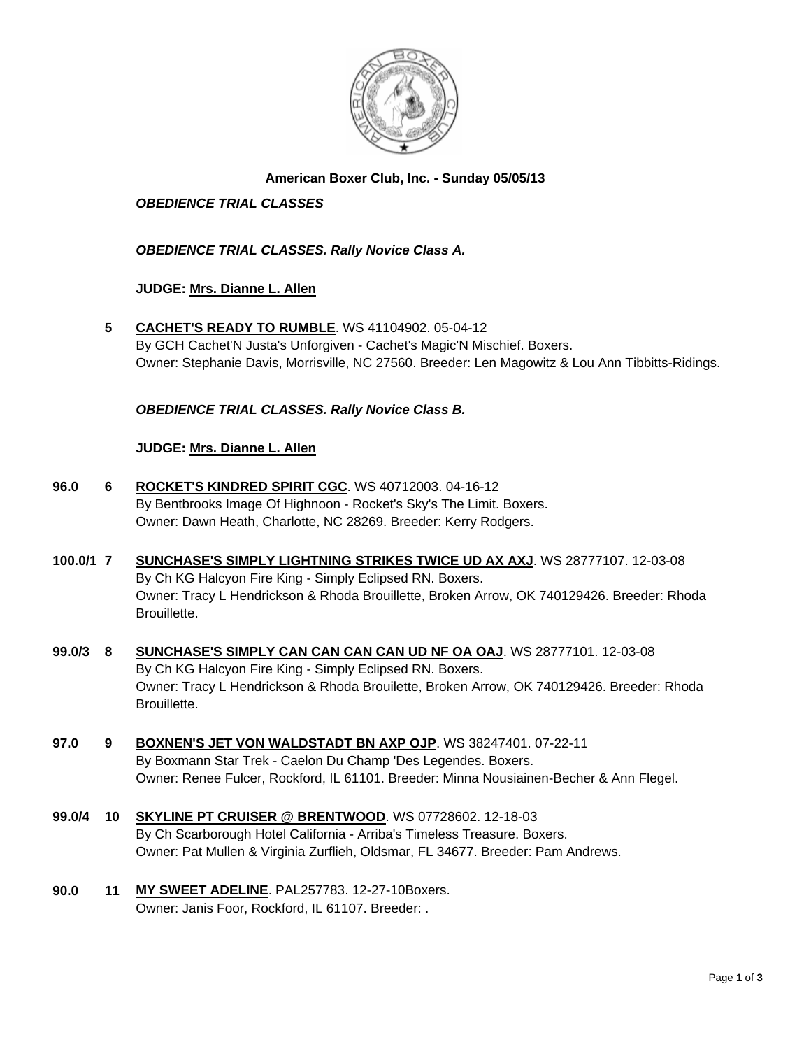**American Boxer Club, Inc. - Sunday 05/05/13**

***OBEDIENCE TRIAL CLASSES***

***OBEDIENCE TRIAL CLASSES. Rally Novice Class A.***

**JUDGE: Mrs. Dianne L. Allen**

**5** **CACHET'S READY TO RUMBLE**. WS 41104902. 05-04-12
By GCH Cachet'N Justa's Unforgiven - Cachet's Magic'N Mischief. Boxers.
Owner: Stephanie Davis, Morrisville, NC 27560. Breeder: Len Magowitz & Lou Ann Tibbitts-Ridings.

***OBEDIENCE TRIAL CLASSES. Rally Novice Class B.***

**JUDGE: Mrs. Dianne L. Allen**

**96.0** **6** **ROCKET'S KINDRED SPIRIT CGC**. WS 40712003. 04-16-12
By Bentbrooks Image Of Highnoon - Rocket's Sky's The Limit. Boxers.
Owner: Dawn Heath, Charlotte, NC 28269. Breeder: Kerry Rodgers.

**100.0/1** **7** **SUNCHASE'S SIMPLY LIGHTNING STRIKES TWICE UD AX AXJ**. WS 28777107. 12-03-08
By Ch KG Halcyon Fire King - Simply Eclipsed RN. Boxers.
Owner: Tracy L Hendrickson & Rhoda Brouillette, Broken Arrow, OK 740129426. Breeder: Rhoda Brouillette.

**99.0/3** **8** **SUNCHASE'S SIMPLY CAN CAN CAN CAN UD NF OA OAJ**. WS 28777101. 12-03-08
By Ch KG Halcyon Fire King - Simply Eclipsed RN. Boxers.
Owner: Tracy L Hendrickson & Rhoda Brouilette, Broken Arrow, OK 740129426. Breeder: Rhoda Brouillette.

**97.0** **9** **BOXNEN'S JET VON WALDSTADT BN AXP OJP**. WS 38247401. 07-22-11
By Boxmann Star Trek - Caelon Du Champ 'Des Legendes. Boxers.
Owner: Renee Fulcer, Rockford, IL 61101. Breeder: Minna Nousiainen-Becher & Ann Flegel.

**99.0/4** **10** **SKYLINE PT CRUISER @ BRENTWOOD**. WS 07728602. 12-18-03
By Ch Scarborough Hotel California - Arriba's Timeless Treasure. Boxers.
Owner: Pat Mullen & Virginia Zurflieh, Oldsmar, FL 34677. Breeder: Pam Andrews.

**90.0** **11** **MY SWEET ADELINE**. PAL257783. 12-27-10Boxers.
Owner: Janis Foor, Rockford, IL 61107. Breeder: .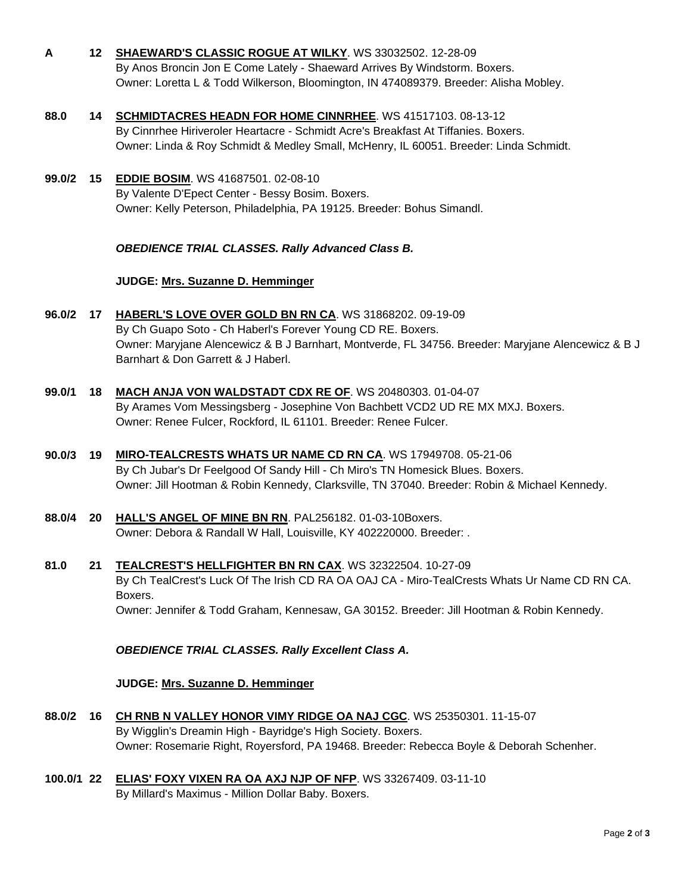**A** **12** **SHAEWARD'S CLASSIC ROGUE AT WILKY**. WS 33032502. 12-28-09
By Anos Broncin Jon E Come Lately - Shaeward Arrives By Windstorm. Boxers.
Owner: Loretta L & Todd Wilkerson, Bloomington, IN 474089379. Breeder: Alisha Mobley.

**88.0** **14** **SCHMIDTACRES HEADN FOR HOME CINNRHEE**. WS 41517103. 08-13-12
By Cinnrhee Hiriveroler Heartacre - Schmidt Acre's Breakfast At Tiffanies. Boxers.
Owner: Linda & Roy Schmidt & Medley Small, McHenry, IL 60051. Breeder: Linda Schmidt.

**99.0/2** **15** **EDDIE BOSIM**. WS 41687501. 02-08-10
By Valente D'Epect Center - Bessy Bosim. Boxers.
Owner: Kelly Peterson, Philadelphia, PA 19125. Breeder: Bohus Simandl.

***OBEDIENCE TRIAL CLASSES. Rally Advanced Class B.***

**JUDGE: Mrs. Suzanne D. Hemminger**

**96.0/2** **17** **HABERL'S LOVE OVER GOLD BN RN CA**. WS 31868202. 09-19-09
By Ch Guapo Soto - Ch Haberl's Forever Young CD RE. Boxers.
Owner: Maryjane Alencewicz & B J Barnhart, Montverde, FL 34756. Breeder: Maryjane Alencewicz & B J Barnhart & Don Garrett & J Haberl.

**99.0/1** **18** **MACH ANJA VON WALDSTADT CDX RE OF**. WS 20480303. 01-04-07
By Arames Vom Messingsberg - Josephine Von Bachbett VCD2 UD RE MX MXJ. Boxers.
Owner: Renee Fulcer, Rockford, IL 61101. Breeder: Renee Fulcer.

**90.0/3** **19** **MIRO-TEALCRESTS WHATS UR NAME CD RN CA**. WS 17949708. 05-21-06
By Ch Jubar's Dr Feelgood Of Sandy Hill - Ch Miro's TN Homesick Blues. Boxers.
Owner: Jill Hootman & Robin Kennedy, Clarksville, TN 37040. Breeder: Robin & Michael Kennedy.

**88.0/4** **20** **HALL'S ANGEL OF MINE BN RN**. PAL256182. 01-03-10Boxers.
Owner: Debora & Randall W Hall, Louisville, KY 402220000. Breeder: .

**81.0** **21** **TEALCREST'S HELLFIGHTER BN RN CAX**. WS 32322504. 10-27-09
By Ch TealCrest's Luck Of The Irish CD RA OA OAJ CA - Miro-TealCrests Whats Ur Name CD RN CA. Boxers.
Owner: Jennifer & Todd Graham, Kennesaw, GA 30152. Breeder: Jill Hootman & Robin Kennedy.

***OBEDIENCE TRIAL CLASSES. Rally Excellent Class A.***

**JUDGE: Mrs. Suzanne D. Hemminger**

**88.0/2** **16** **CH RNB N VALLEY HONOR VIMY RIDGE OA NAJ CGC**. WS 25350301. 11-15-07
By Wigglin's Dreamin High - Bayridge's High Society. Boxers.
Owner: Rosemarie Right, Royersford, PA 19468. Breeder: Rebecca Boyle & Deborah Schenher.

**100.0/1** **22** **ELIAS' FOXY VIXEN RA OA AXJ NJP OF NFP**. WS 33267409. 03-11-10
By Millard's Maximus - Million Dollar Baby. Boxers.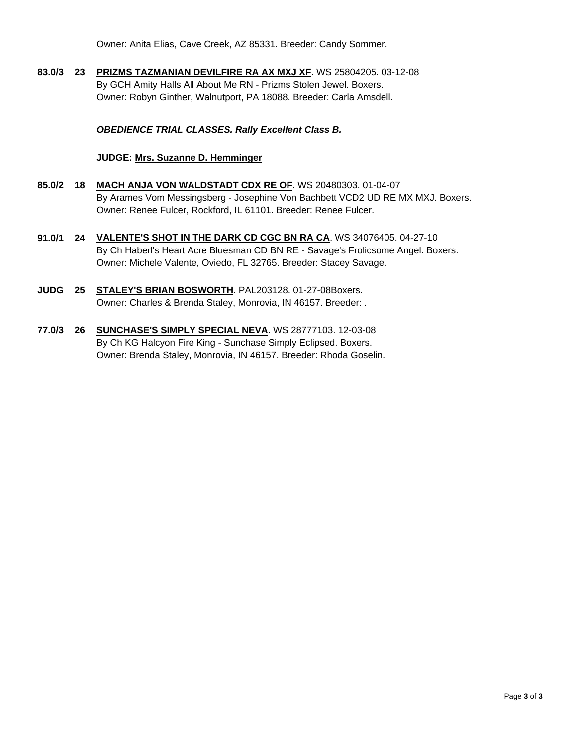Owner: Anita Elias, Cave Creek, AZ 85331. Breeder: Candy Sommer.

**83.0/3 23** **PRIZMS TAZMANIAN DEVILFIRE RA AX MXJ XF**. WS 25804205. 03-12-08
By GCH Amity Halls All About Me RN - Prizms Stolen Jewel. Boxers.
Owner: Robyn Ginther, Walnutport, PA 18088. Breeder: Carla Amsdell.

***OBEDIENCE TRIAL CLASSES. Rally Excellent Class B.***

**JUDGE: Mrs. Suzanne D. Hemminger**

**85.0/2 18** **MACH ANJA VON WALDSTADT CDX RE OF**. WS 20480303. 01-04-07
By Arames Vom Messingsberg - Josephine Von Bachbett VCD2 UD RE MX MXJ. Boxers.
Owner: Renee Fulcer, Rockford, IL 61101. Breeder: Renee Fulcer.

**91.0/1 24** **VALENTE'S SHOT IN THE DARK CD CGC BN RA CA**. WS 34076405. 04-27-10
By Ch Haberl's Heart Acre Bluesman CD BN RE - Savage's Frolicsome Angel. Boxers.
Owner: Michele Valente, Oviedo, FL 32765. Breeder: Stacey Savage.

**JUDG 25** **STALEY'S BRIAN BOSWORTH**. PAL203128. 01-27-08Boxers.
Owner: Charles & Brenda Staley, Monrovia, IN 46157. Breeder: .

**77.0/3 26** **SUNCHASE'S SIMPLY SPECIAL NEVA**. WS 28777103. 12-03-08
By Ch KG Halcyon Fire King - Sunchase Simply Eclipsed. Boxers.
Owner: Brenda Staley, Monrovia, IN 46157. Breeder: Rhoda Goselin.